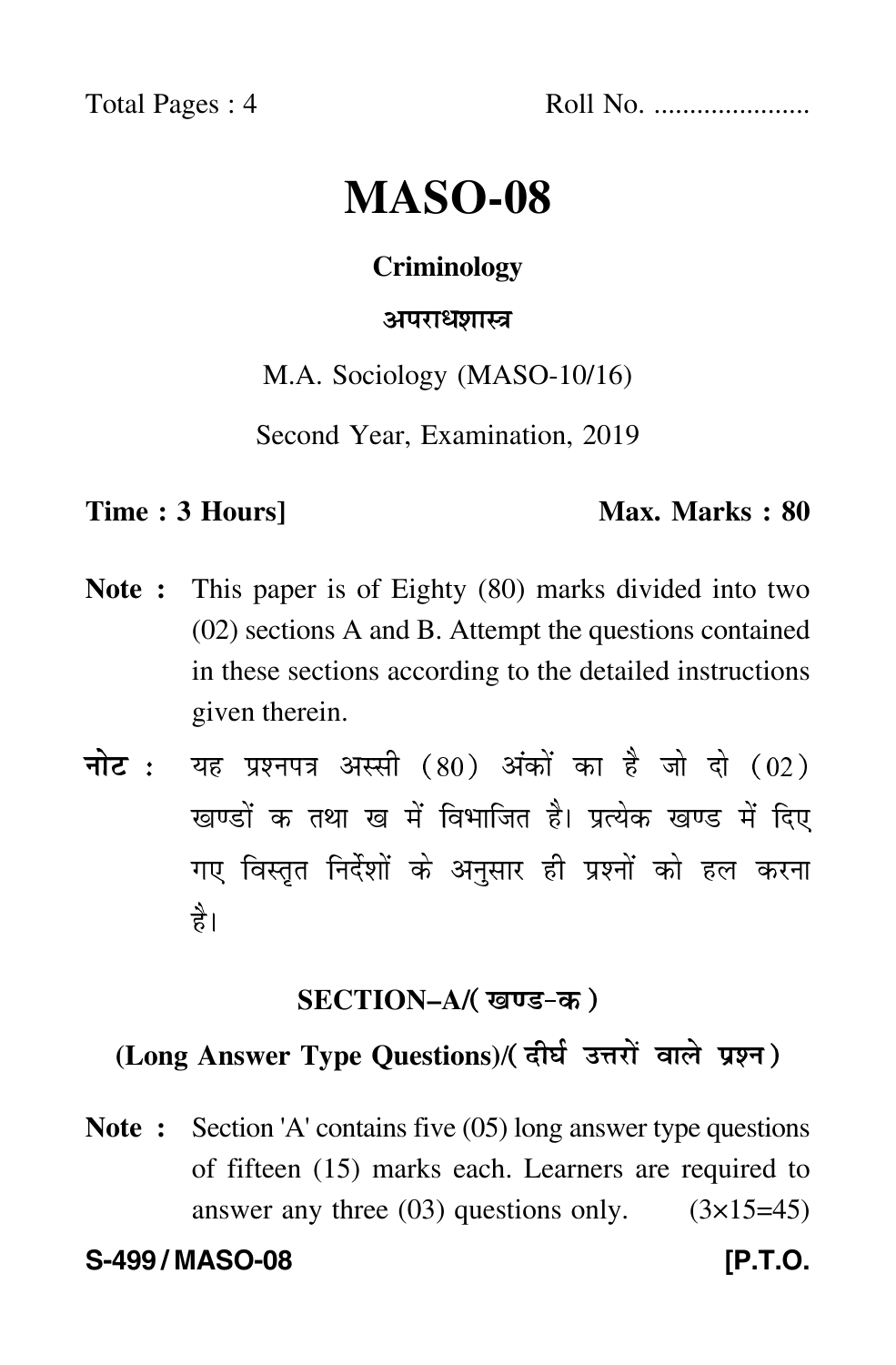Total Pages : 4 Roll No. ....................

# MASO-08

**Criminology**

**अपराधशास्त्र**

M.A. Sociology (MASO-10/16)

Second Year, Examination, 2019

**Time : 3 Hours]** **Max. Marks : 80**

**Note :** This paper is of Eighty (80) marks divided into two (02) sections A and B. Attempt the questions contained in these sections according to the detailed instructions given therein.

**नोट :** यह प्रश्नपत्र अस्सी (80) अंकों का है जो दो (02) खण्डों क तथा ख में विभाजित है। प्रत्येक खण्ड में दिए गए विस्तृत निर्देशों के अनुसार ही प्रश्नों को हल करना है।

## SECTION–A/(खण्ड-क)

### (Long Answer Type Questions)/(दीर्घ उत्तरों वाले प्रश्न)

**Note :** Section 'A' contains five (05) long answer type questions of fifteen (15) marks each. Learners are required to answer any three (03) questions only. (3×15=45)

**S-499 / MASO-08** **[P.T.O.**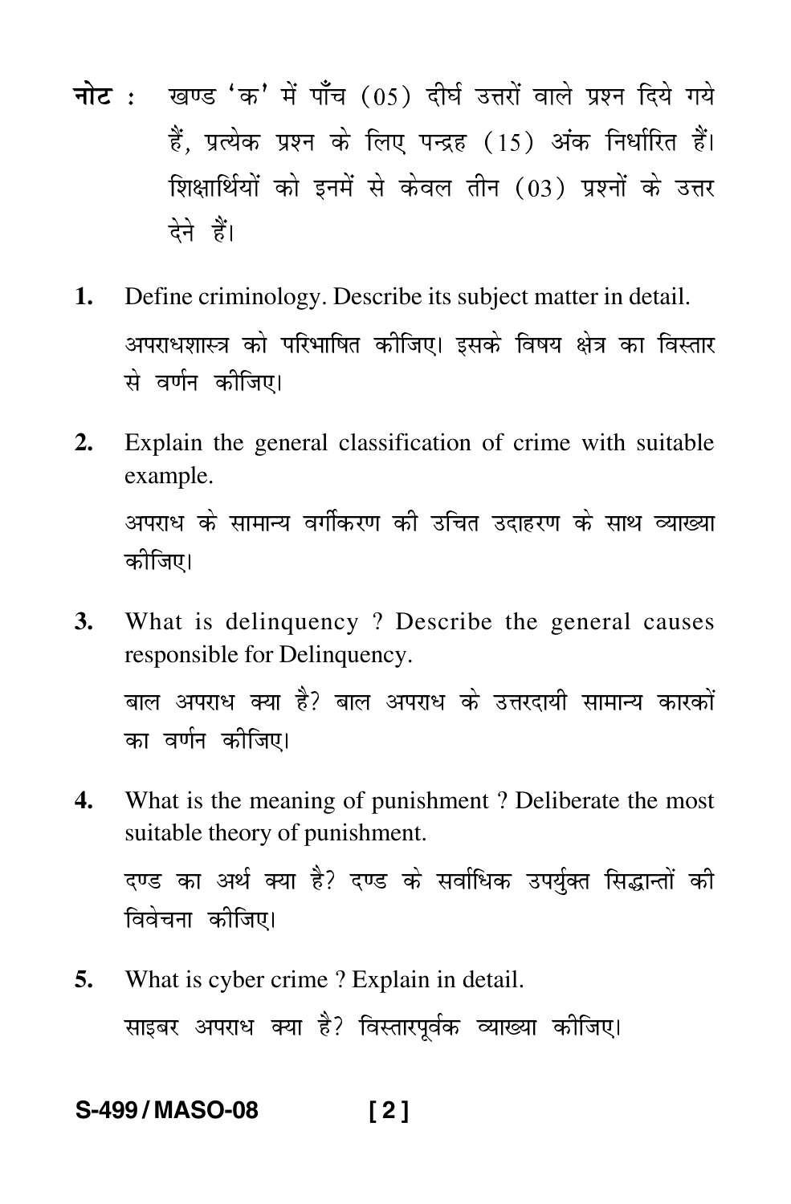**नोट :** खण्ड 'क' में पाँच (05) दीर्घ उत्तरों वाले प्रश्न दिये गये हैं, प्रत्येक प्रश्न के लिए पन्द्रह (15) अंक निर्धारित हैं। शिक्षार्थियों को इनमें से केवल तीन (03) प्रश्नों के उत्तर देने हैं।

1. Define criminology. Describe its subject matter in detail.

   अपराधशास्त्र को परिभाषित कीजिए। इसके विषय क्षेत्र का विस्तार से वर्णन कीजिए।

2. Explain the general classification of crime with suitable example.

   अपराध के सामान्य वर्गीकरण की उचित उदाहरण के साथ व्याख्या कीजिए।

3. What is delinquency ? Describe the general causes responsible for Delinquency.

   बाल अपराध क्या है? बाल अपराध के उत्तरदायी सामान्य कारकों का वर्णन कीजिए।

4. What is the meaning of punishment ? Deliberate the most suitable theory of punishment.

   दण्ड का अर्थ क्या है? दण्ड के सर्वाधिक उपर्युक्त सिद्धान्तों की विवेचना कीजिए।

5. What is cyber crime ? Explain in detail.

   साइबर अपराध क्या है? विस्तारपूर्वक व्याख्या कीजिए।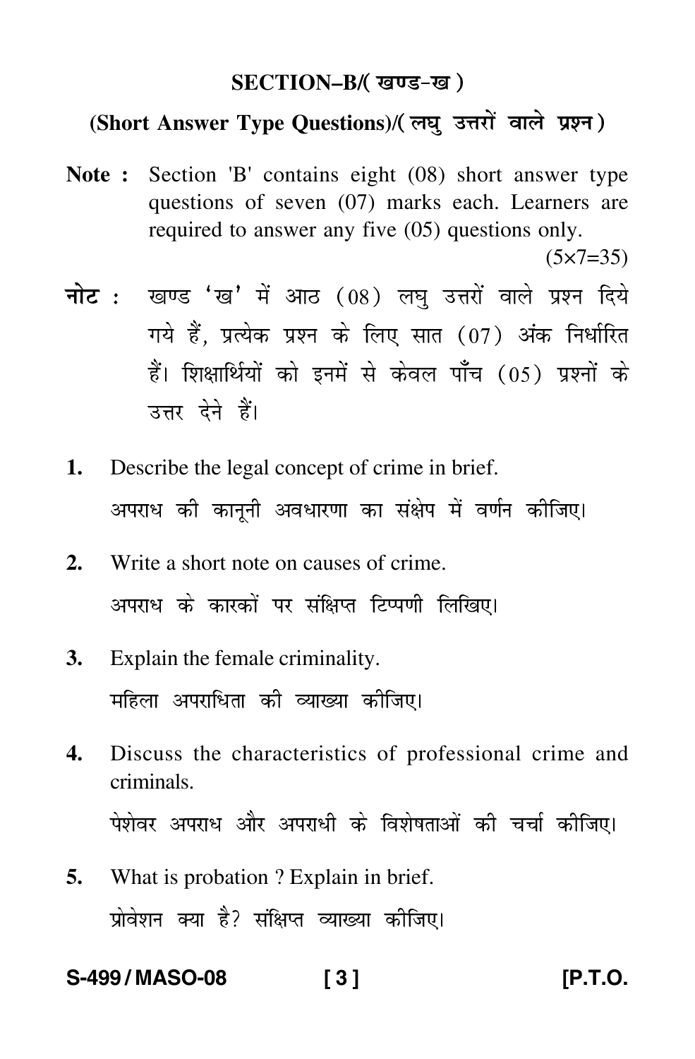## SECTION–B/( खण्ड-ख )

### (Short Answer Type Questions)/( लघु उत्तरों वाले प्रश्न )

**Note :** Section 'B' contains eight (08) short answer type questions of seven (07) marks each. Learners are required to answer any five (05) questions only.

(5×7=35)

**नोट :** खण्ड 'ख' में आठ (08) लघु उत्तरों वाले प्रश्न दिये गये हैं, प्रत्येक प्रश्न के लिए सात (07) अंक निर्धारित हैं। शिक्षार्थियों को इनमें से केवल पाँच (05) प्रश्नों के उत्तर देने हैं।

1. Describe the legal concept of crime in brief.

   अपराध की कानूनी अवधारणा का संक्षेप में वर्णन कीजिए।

2. Write a short note on causes of crime.

   अपराध के कारकों पर संक्षिप्त टिप्पणी लिखिए।

3. Explain the female criminality.

   महिला अपराधिता की व्याख्या कीजिए।

4. Discuss the characteristics of professional crime and criminals.

   पेशेवर अपराध और अपराधी के विशेषताओं की चर्चा कीजिए।

5. What is probation ? Explain in brief.

   प्रोवेशन क्या है? संक्षिप्त व्याख्या कीजिए।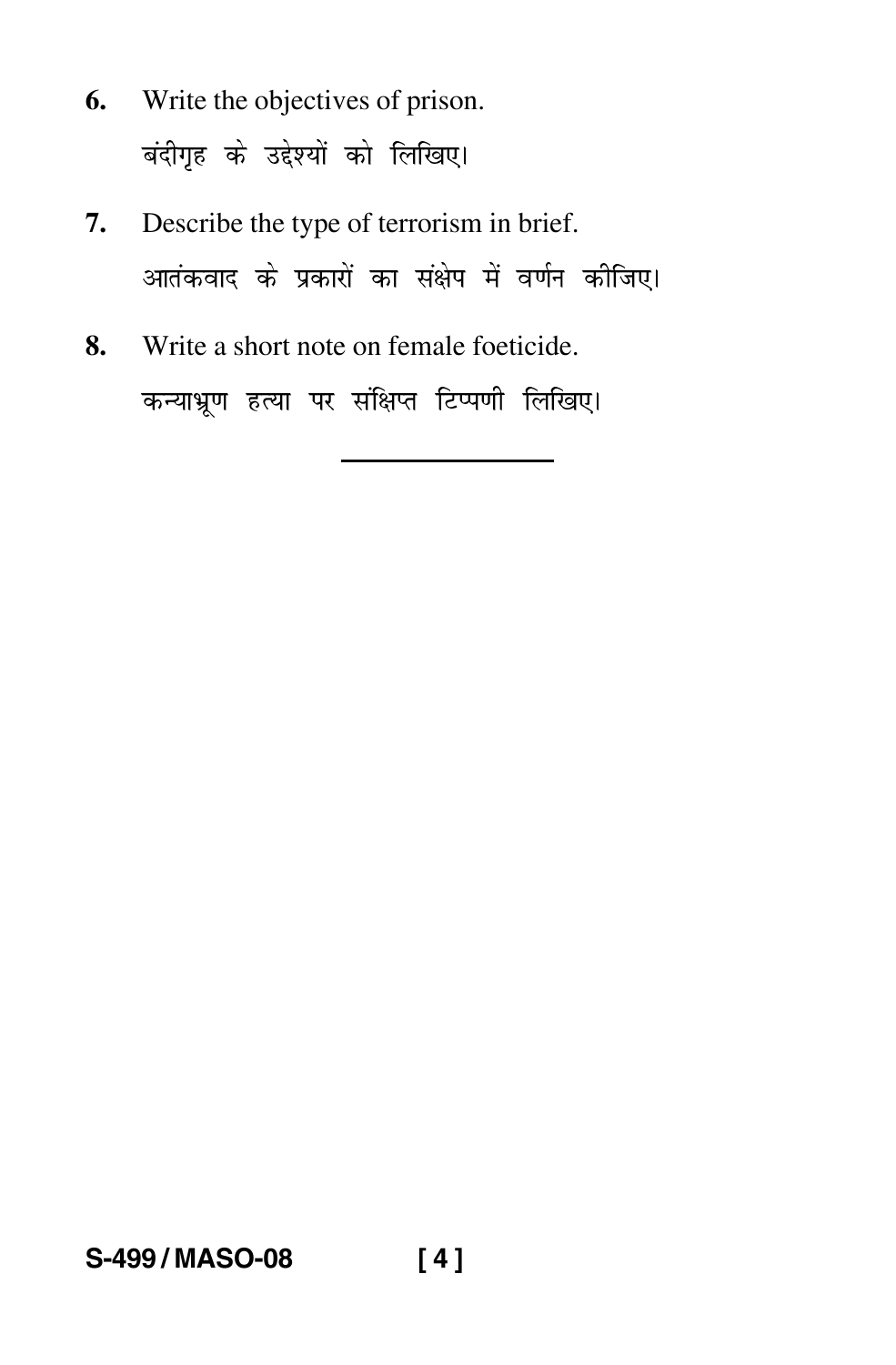6. Write the objectives of prison.

   बंदीगृह के उद्देश्यों को लिखिए।

7. Describe the type of terrorism in brief.

   आतंकवाद के प्रकारों का संक्षेप में वर्णन कीजिए।

8. Write a short note on female foeticide.

   कन्याभ्रूण हत्या पर संक्षिप्त टिप्पणी लिखिए।